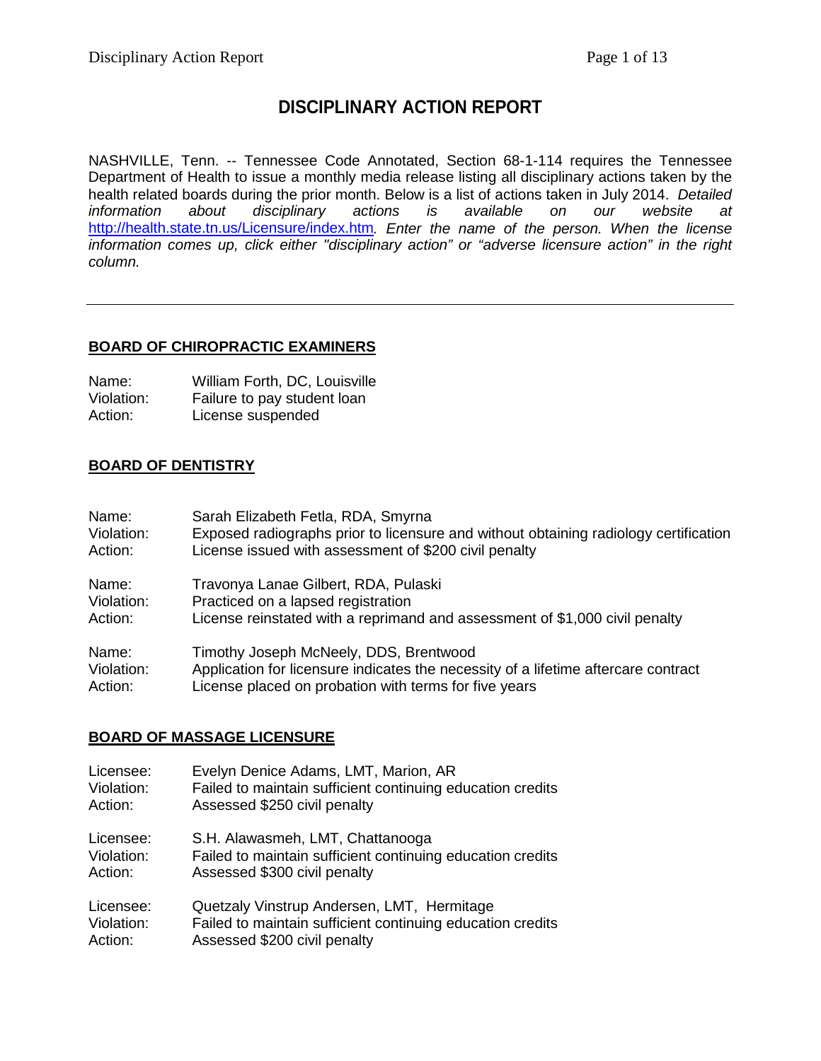# DISCIPLINARY ACTION REPORT

NASHVILLE, Tenn. -- Tennessee Code Annotated, Section 68-1-114 requires the Tennessee Department of Health to issue a monthly media release listing all disciplinary actions taken by the health related boards during the prior month. Below is a list of actions taken in July 2014. *Detailed information about disciplinary actions is available on our website at* http://health.state.tn.us/Licensure/index.htm*. Enter the name of the person. When the license information comes up, click either "disciplinary action" or "adverse licensure action" in the right column.*

---

## BOARD OF CHIROPRACTIC EXAMINERS

Name: William Forth, DC, Louisville
Violation: Failure to pay student loan
Action: License suspended

## BOARD OF DENTISTRY

Name: Sarah Elizabeth Fetla, RDA, Smyrna
Violation: Exposed radiographs prior to licensure and without obtaining radiology certification
Action: License issued with assessment of $200 civil penalty

Name: Travonya Lanae Gilbert, RDA, Pulaski
Violation: Practiced on a lapsed registration
Action: License reinstated with a reprimand and assessment of $1,000 civil penalty

Name: Timothy Joseph McNeely, DDS, Brentwood
Violation: Application for licensure indicates the necessity of a lifetime aftercare contract
Action: License placed on probation with terms for five years

## BOARD OF MASSAGE LICENSURE

Licensee: Evelyn Denice Adams, LMT, Marion, AR
Violation: Failed to maintain sufficient continuing education credits
Action: Assessed $250 civil penalty

Licensee: S.H. Alawasmeh, LMT, Chattanooga
Violation: Failed to maintain sufficient continuing education credits
Action: Assessed $300 civil penalty

Licensee: Quetzaly Vinstrup Andersen, LMT, Hermitage
Violation: Failed to maintain sufficient continuing education credits
Action: Assessed $200 civil penalty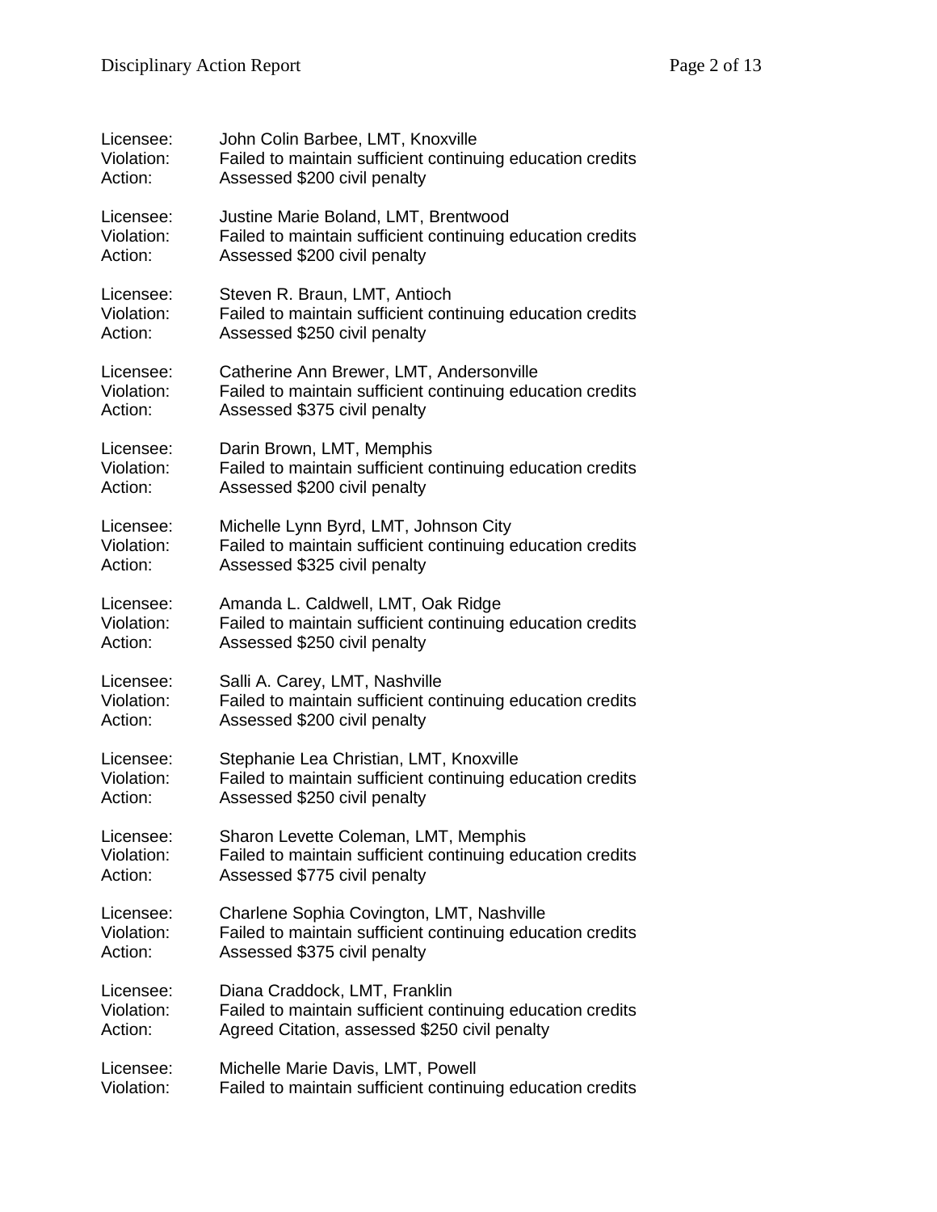Licensee: John Colin Barbee, LMT, Knoxville
Violation: Failed to maintain sufficient continuing education credits
Action: Assessed $200 civil penalty

Licensee: Justine Marie Boland, LMT, Brentwood
Violation: Failed to maintain sufficient continuing education credits
Action: Assessed $200 civil penalty

Licensee: Steven R. Braun, LMT, Antioch
Violation: Failed to maintain sufficient continuing education credits
Action: Assessed $250 civil penalty

Licensee: Catherine Ann Brewer, LMT, Andersonville
Violation: Failed to maintain sufficient continuing education credits
Action: Assessed $375 civil penalty

Licensee: Darin Brown, LMT, Memphis
Violation: Failed to maintain sufficient continuing education credits
Action: Assessed $200 civil penalty

Licensee: Michelle Lynn Byrd, LMT, Johnson City
Violation: Failed to maintain sufficient continuing education credits
Action: Assessed $325 civil penalty

Licensee: Amanda L. Caldwell, LMT, Oak Ridge
Violation: Failed to maintain sufficient continuing education credits
Action: Assessed $250 civil penalty

Licensee: Salli A. Carey, LMT, Nashville
Violation: Failed to maintain sufficient continuing education credits
Action: Assessed $200 civil penalty

Licensee: Stephanie Lea Christian, LMT, Knoxville
Violation: Failed to maintain sufficient continuing education credits
Action: Assessed $250 civil penalty

Licensee: Sharon Levette Coleman, LMT, Memphis
Violation: Failed to maintain sufficient continuing education credits
Action: Assessed $775 civil penalty

Licensee: Charlene Sophia Covington, LMT, Nashville
Violation: Failed to maintain sufficient continuing education credits
Action: Assessed $375 civil penalty

Licensee: Diana Craddock, LMT, Franklin
Violation: Failed to maintain sufficient continuing education credits
Action: Agreed Citation, assessed $250 civil penalty

Licensee: Michelle Marie Davis, LMT, Powell
Violation: Failed to maintain sufficient continuing education credits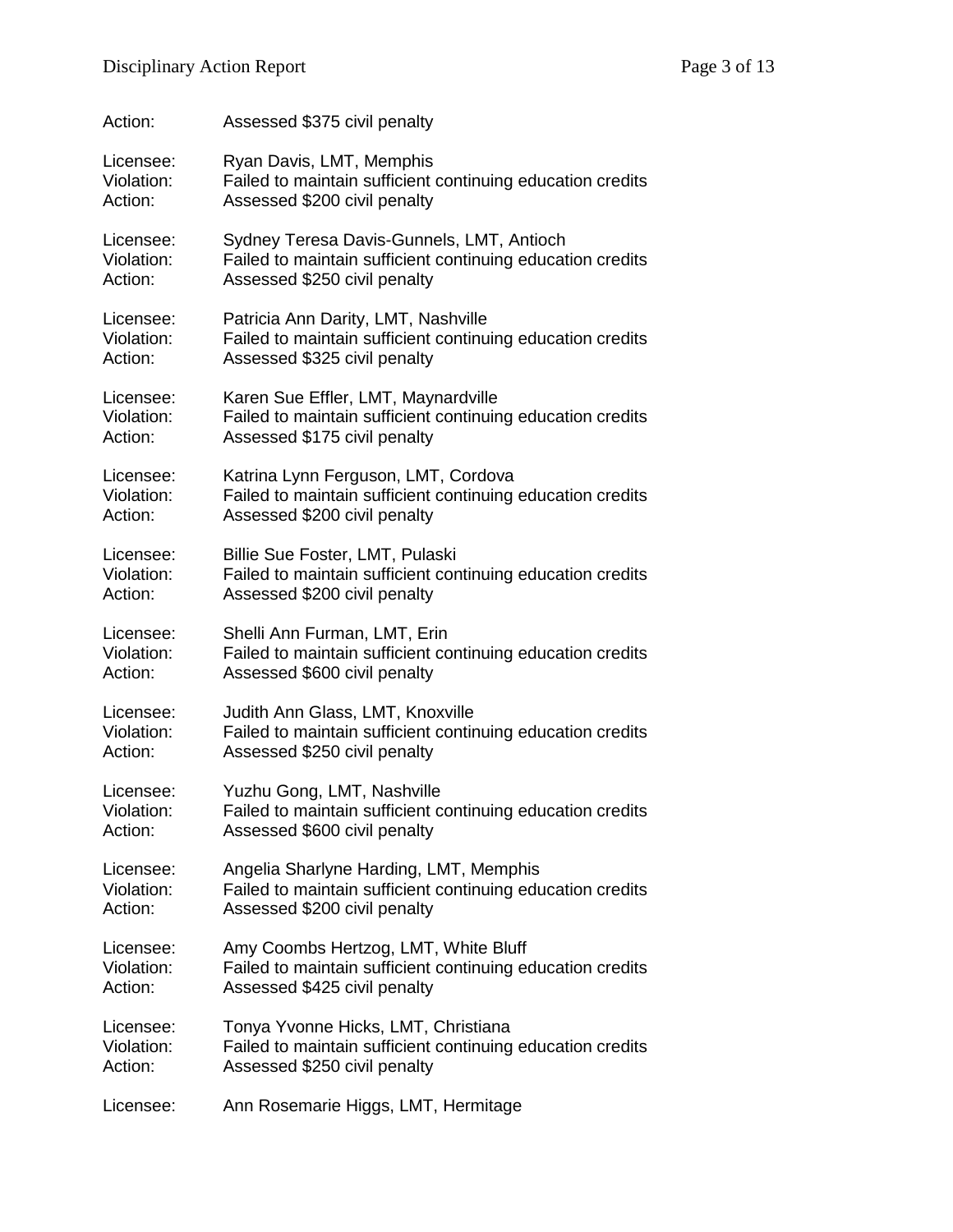Action: Assessed $375 civil penalty

Licensee: Ryan Davis, LMT, Memphis
Violation: Failed to maintain sufficient continuing education credits
Action: Assessed $200 civil penalty

Licensee: Sydney Teresa Davis-Gunnels, LMT, Antioch
Violation: Failed to maintain sufficient continuing education credits
Action: Assessed $250 civil penalty

Licensee: Patricia Ann Darity, LMT, Nashville
Violation: Failed to maintain sufficient continuing education credits
Action: Assessed $325 civil penalty

Licensee: Karen Sue Effler, LMT, Maynardville
Violation: Failed to maintain sufficient continuing education credits
Action: Assessed $175 civil penalty

Licensee: Katrina Lynn Ferguson, LMT, Cordova
Violation: Failed to maintain sufficient continuing education credits
Action: Assessed $200 civil penalty

Licensee: Billie Sue Foster, LMT, Pulaski
Violation: Failed to maintain sufficient continuing education credits
Action: Assessed $200 civil penalty

Licensee: Shelli Ann Furman, LMT, Erin
Violation: Failed to maintain sufficient continuing education credits
Action: Assessed $600 civil penalty

Licensee: Judith Ann Glass, LMT, Knoxville
Violation: Failed to maintain sufficient continuing education credits
Action: Assessed $250 civil penalty

Licensee: Yuzhu Gong, LMT, Nashville
Violation: Failed to maintain sufficient continuing education credits
Action: Assessed $600 civil penalty

Licensee: Angelia Sharlyne Harding, LMT, Memphis
Violation: Failed to maintain sufficient continuing education credits
Action: Assessed $200 civil penalty

Licensee: Amy Coombs Hertzog, LMT, White Bluff
Violation: Failed to maintain sufficient continuing education credits
Action: Assessed $425 civil penalty

Licensee: Tonya Yvonne Hicks, LMT, Christiana
Violation: Failed to maintain sufficient continuing education credits
Action: Assessed $250 civil penalty

Licensee: Ann Rosemarie Higgs, LMT, Hermitage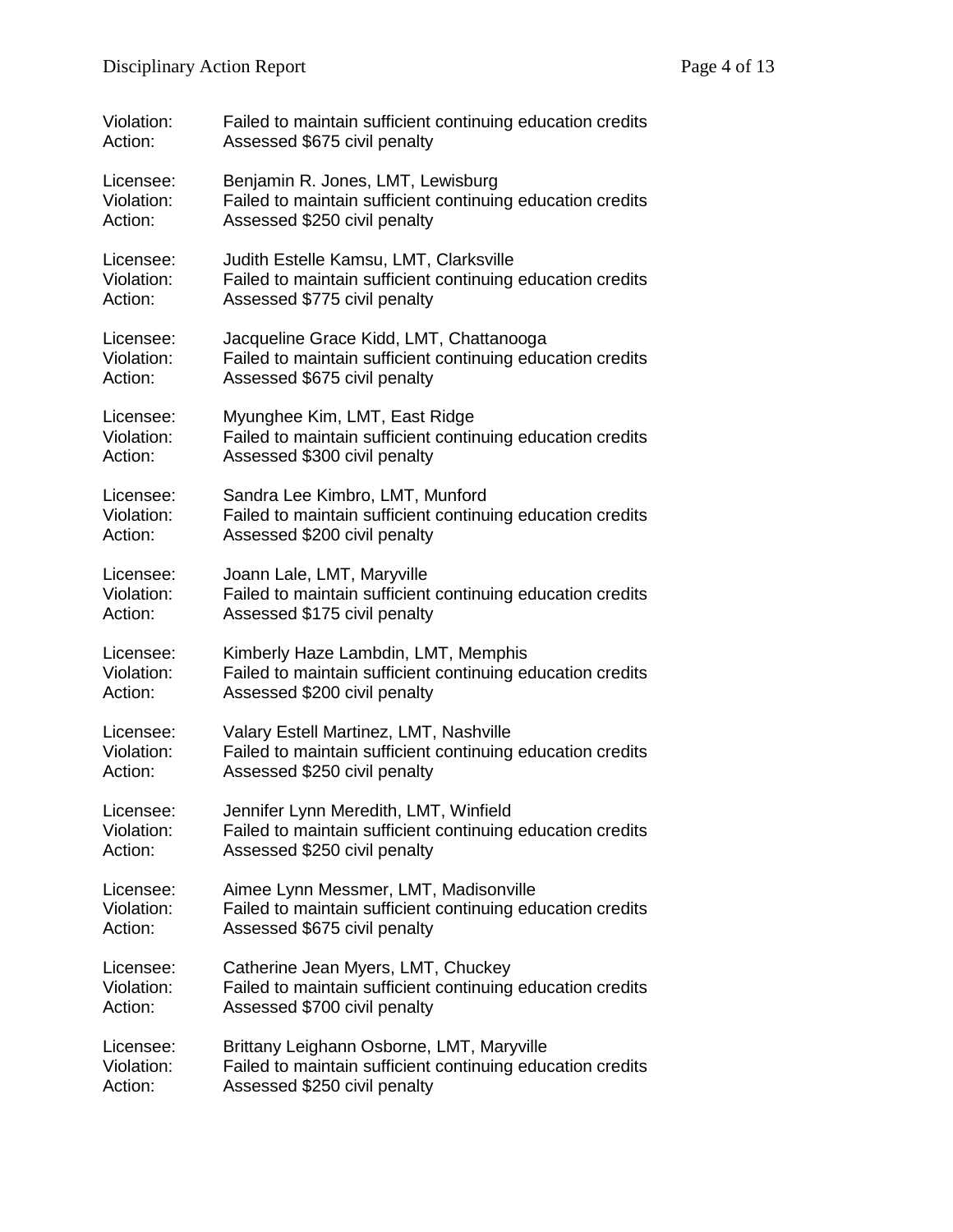Violation: Failed to maintain sufficient continuing education credits
Action: Assessed $675 civil penalty

Licensee: Benjamin R. Jones, LMT, Lewisburg
Violation: Failed to maintain sufficient continuing education credits
Action: Assessed $250 civil penalty

Licensee: Judith Estelle Kamsu, LMT, Clarksville
Violation: Failed to maintain sufficient continuing education credits
Action: Assessed $775 civil penalty

Licensee: Jacqueline Grace Kidd, LMT, Chattanooga
Violation: Failed to maintain sufficient continuing education credits
Action: Assessed $675 civil penalty

Licensee: Myunghee Kim, LMT, East Ridge
Violation: Failed to maintain sufficient continuing education credits
Action: Assessed $300 civil penalty

Licensee: Sandra Lee Kimbro, LMT, Munford
Violation: Failed to maintain sufficient continuing education credits
Action: Assessed $200 civil penalty

Licensee: Joann Lale, LMT, Maryville
Violation: Failed to maintain sufficient continuing education credits
Action: Assessed $175 civil penalty

Licensee: Kimberly Haze Lambdin, LMT, Memphis
Violation: Failed to maintain sufficient continuing education credits
Action: Assessed $200 civil penalty

Licensee: Valary Estell Martinez, LMT, Nashville
Violation: Failed to maintain sufficient continuing education credits
Action: Assessed $250 civil penalty

Licensee: Jennifer Lynn Meredith, LMT, Winfield
Violation: Failed to maintain sufficient continuing education credits
Action: Assessed $250 civil penalty

Licensee: Aimee Lynn Messmer, LMT, Madisonville
Violation: Failed to maintain sufficient continuing education credits
Action: Assessed $675 civil penalty

Licensee: Catherine Jean Myers, LMT, Chuckey
Violation: Failed to maintain sufficient continuing education credits
Action: Assessed $700 civil penalty

Licensee: Brittany Leighann Osborne, LMT, Maryville
Violation: Failed to maintain sufficient continuing education credits
Action: Assessed $250 civil penalty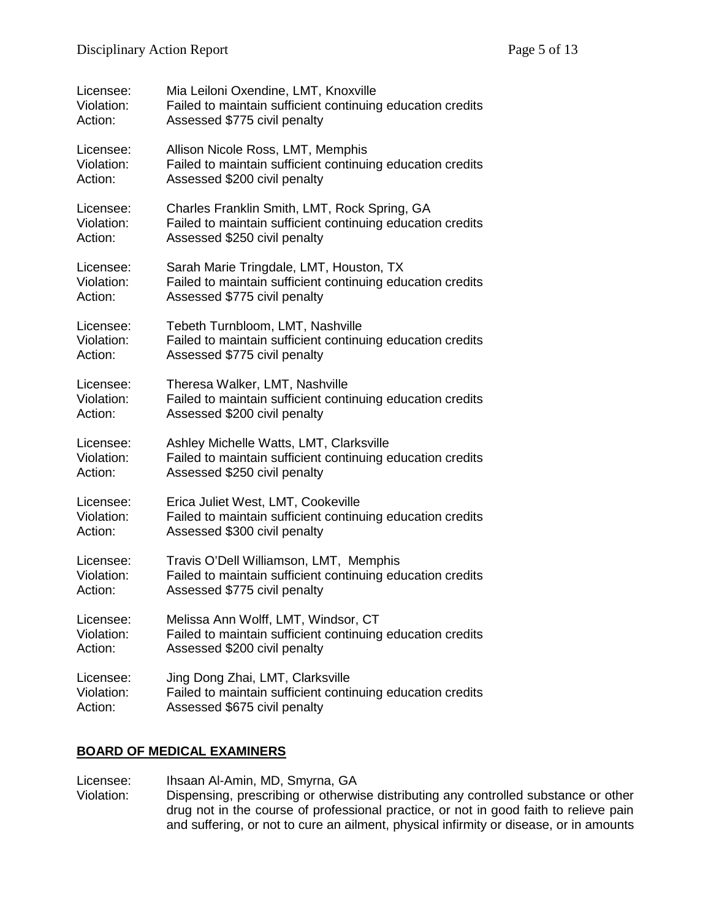Licensee: Mia Leiloni Oxendine, LMT, Knoxville
Violation: Failed to maintain sufficient continuing education credits
Action: Assessed $775 civil penalty

Licensee: Allison Nicole Ross, LMT, Memphis
Violation: Failed to maintain sufficient continuing education credits
Action: Assessed $200 civil penalty

Licensee: Charles Franklin Smith, LMT, Rock Spring, GA
Violation: Failed to maintain sufficient continuing education credits
Action: Assessed $250 civil penalty

Licensee: Sarah Marie Tringdale, LMT, Houston, TX
Violation: Failed to maintain sufficient continuing education credits
Action: Assessed $775 civil penalty

Licensee: Tebeth Turnbloom, LMT, Nashville
Violation: Failed to maintain sufficient continuing education credits
Action: Assessed $775 civil penalty

Licensee: Theresa Walker, LMT, Nashville
Violation: Failed to maintain sufficient continuing education credits
Action: Assessed $200 civil penalty

Licensee: Ashley Michelle Watts, LMT, Clarksville
Violation: Failed to maintain sufficient continuing education credits
Action: Assessed $250 civil penalty

Licensee: Erica Juliet West, LMT, Cookeville
Violation: Failed to maintain sufficient continuing education credits
Action: Assessed $300 civil penalty

Licensee: Travis O'Dell Williamson, LMT, Memphis
Violation: Failed to maintain sufficient continuing education credits
Action: Assessed $775 civil penalty

Licensee: Melissa Ann Wolff, LMT, Windsor, CT
Violation: Failed to maintain sufficient continuing education credits
Action: Assessed $200 civil penalty

Licensee: Jing Dong Zhai, LMT, Clarksville
Violation: Failed to maintain sufficient continuing education credits
Action: Assessed $675 civil penalty

## BOARD OF MEDICAL EXAMINERS

Licensee: Ihsaan Al-Amin, MD, Smyrna, GA
Violation: Dispensing, prescribing or otherwise distributing any controlled substance or other drug not in the course of professional practice, or not in good faith to relieve pain and suffering, or not to cure an ailment, physical infirmity or disease, or in amounts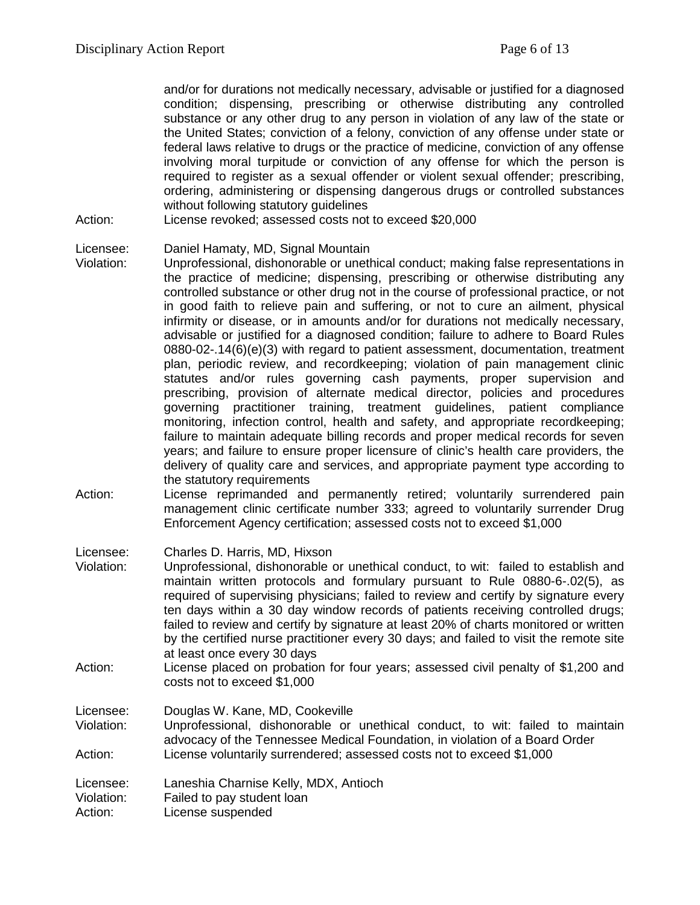and/or for durations not medically necessary, advisable or justified for a diagnosed condition; dispensing, prescribing or otherwise distributing any controlled substance or any other drug to any person in violation of any law of the state or the United States; conviction of a felony, conviction of any offense under state or federal laws relative to drugs or the practice of medicine, conviction of any offense involving moral turpitude or conviction of any offense for which the person is required to register as a sexual offender or violent sexual offender; prescribing, ordering, administering or dispensing dangerous drugs or controlled substances without following statutory guidelines

Action: License revoked; assessed costs not to exceed $20,000

Licensee: Daniel Hamaty, MD, Signal Mountain

Violation: Unprofessional, dishonorable or unethical conduct; making false representations in the practice of medicine; dispensing, prescribing or otherwise distributing any controlled substance or other drug not in the course of professional practice, or not in good faith to relieve pain and suffering, or not to cure an ailment, physical infirmity or disease, or in amounts and/or for durations not medically necessary, advisable or justified for a diagnosed condition; failure to adhere to Board Rules 0880-02-.14(6)(e)(3) with regard to patient assessment, documentation, treatment plan, periodic review, and recordkeeping; violation of pain management clinic statutes and/or rules governing cash payments, proper supervision and prescribing, provision of alternate medical director, policies and procedures governing practitioner training, treatment guidelines, patient compliance monitoring, infection control, health and safety, and appropriate recordkeeping; failure to maintain adequate billing records and proper medical records for seven years; and failure to ensure proper licensure of clinic's health care providers, the delivery of quality care and services, and appropriate payment type according to the statutory requirements

Action: License reprimanded and permanently retired; voluntarily surrendered pain management clinic certificate number 333; agreed to voluntarily surrender Drug Enforcement Agency certification; assessed costs not to exceed $1,000

Licensee: Charles D. Harris, MD, Hixson

Violation: Unprofessional, dishonorable or unethical conduct, to wit: failed to establish and maintain written protocols and formulary pursuant to Rule 0880-6-.02(5), as required of supervising physicians; failed to review and certify by signature every ten days within a 30 day window records of patients receiving controlled drugs; failed to review and certify by signature at least 20% of charts monitored or written by the certified nurse practitioner every 30 days; and failed to visit the remote site at least once every 30 days

Action: License placed on probation for four years; assessed civil penalty of $1,200 and costs not to exceed $1,000

Licensee: Douglas W. Kane, MD, Cookeville

Violation: Unprofessional, dishonorable or unethical conduct, to wit: failed to maintain advocacy of the Tennessee Medical Foundation, in violation of a Board Order

Action: License voluntarily surrendered; assessed costs not to exceed $1,000

Licensee: Laneshia Charnise Kelly, MDX, Antioch

Violation: Failed to pay student loan

Action: License suspended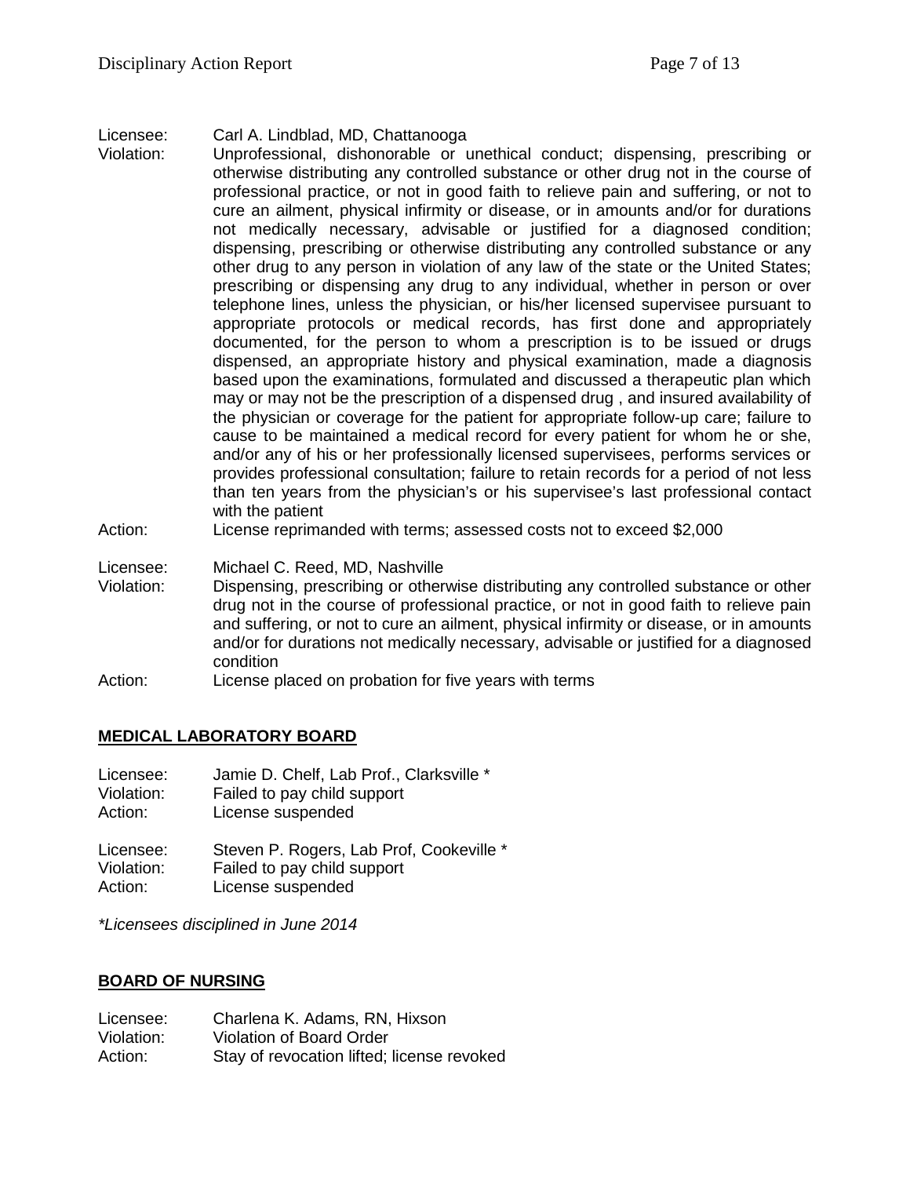Licensee: Carl A. Lindblad, MD, Chattanooga
Violation: Unprofessional, dishonorable or unethical conduct; dispensing, prescribing or otherwise distributing any controlled substance or other drug not in the course of professional practice, or not in good faith to relieve pain and suffering, or not to cure an ailment, physical infirmity or disease, or in amounts and/or for durations not medically necessary, advisable or justified for a diagnosed condition; dispensing, prescribing or otherwise distributing any controlled substance or any other drug to any person in violation of any law of the state or the United States; prescribing or dispensing any drug to any individual, whether in person or over telephone lines, unless the physician, or his/her licensed supervisee pursuant to appropriate protocols or medical records, has first done and appropriately documented, for the person to whom a prescription is to be issued or drugs dispensed, an appropriate history and physical examination, made a diagnosis based upon the examinations, formulated and discussed a therapeutic plan which may or may not be the prescription of a dispensed drug , and insured availability of the physician or coverage for the patient for appropriate follow-up care; failure to cause to be maintained a medical record for every patient for whom he or she, and/or any of his or her professionally licensed supervisees, performs services or provides professional consultation; failure to retain records for a period of not less than ten years from the physician's or his supervisee's last professional contact with the patient
Action: License reprimanded with terms; assessed costs not to exceed $2,000

Licensee: Michael C. Reed, MD, Nashville
Violation: Dispensing, prescribing or otherwise distributing any controlled substance or other drug not in the course of professional practice, or not in good faith to relieve pain and suffering, or not to cure an ailment, physical infirmity or disease, or in amounts and/or for durations not medically necessary, advisable or justified for a diagnosed condition
Action: License placed on probation for five years with terms

## MEDICAL LABORATORY BOARD

Licensee: Jamie D. Chelf, Lab Prof., Clarksville *
Violation: Failed to pay child support
Action: License suspended

Licensee: Steven P. Rogers, Lab Prof, Cookeville *
Violation: Failed to pay child support
Action: License suspended

*\*Licensees disciplined in June 2014*

## BOARD OF NURSING

Licensee: Charlena K. Adams, RN, Hixson
Violation: Violation of Board Order
Action: Stay of revocation lifted; license revoked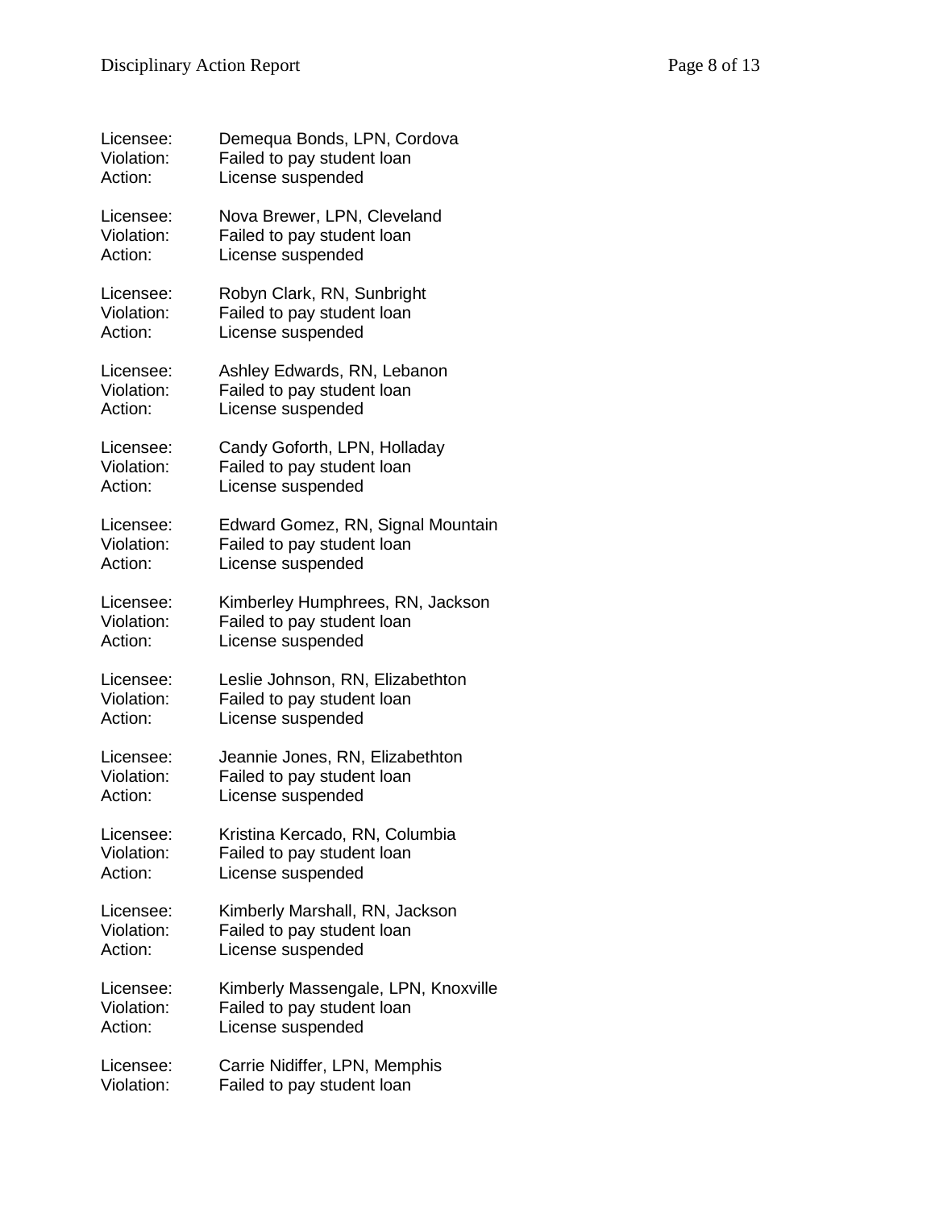Licensee: Demequa Bonds, LPN, Cordova
Violation: Failed to pay student loan
Action: License suspended

Licensee: Nova Brewer, LPN, Cleveland
Violation: Failed to pay student loan
Action: License suspended

Licensee: Robyn Clark, RN, Sunbright
Violation: Failed to pay student loan
Action: License suspended

Licensee: Ashley Edwards, RN, Lebanon
Violation: Failed to pay student loan
Action: License suspended

Licensee: Candy Goforth, LPN, Holladay
Violation: Failed to pay student loan
Action: License suspended

Licensee: Edward Gomez, RN, Signal Mountain
Violation: Failed to pay student loan
Action: License suspended

Licensee: Kimberley Humphrees, RN, Jackson
Violation: Failed to pay student loan
Action: License suspended

Licensee: Leslie Johnson, RN, Elizabethton
Violation: Failed to pay student loan
Action: License suspended

Licensee: Jeannie Jones, RN, Elizabethton
Violation: Failed to pay student loan
Action: License suspended

Licensee: Kristina Kercado, RN, Columbia
Violation: Failed to pay student loan
Action: License suspended

Licensee: Kimberly Marshall, RN, Jackson
Violation: Failed to pay student loan
Action: License suspended

Licensee: Kimberly Massengale, LPN, Knoxville
Violation: Failed to pay student loan
Action: License suspended

Licensee: Carrie Nidiffer, LPN, Memphis
Violation: Failed to pay student loan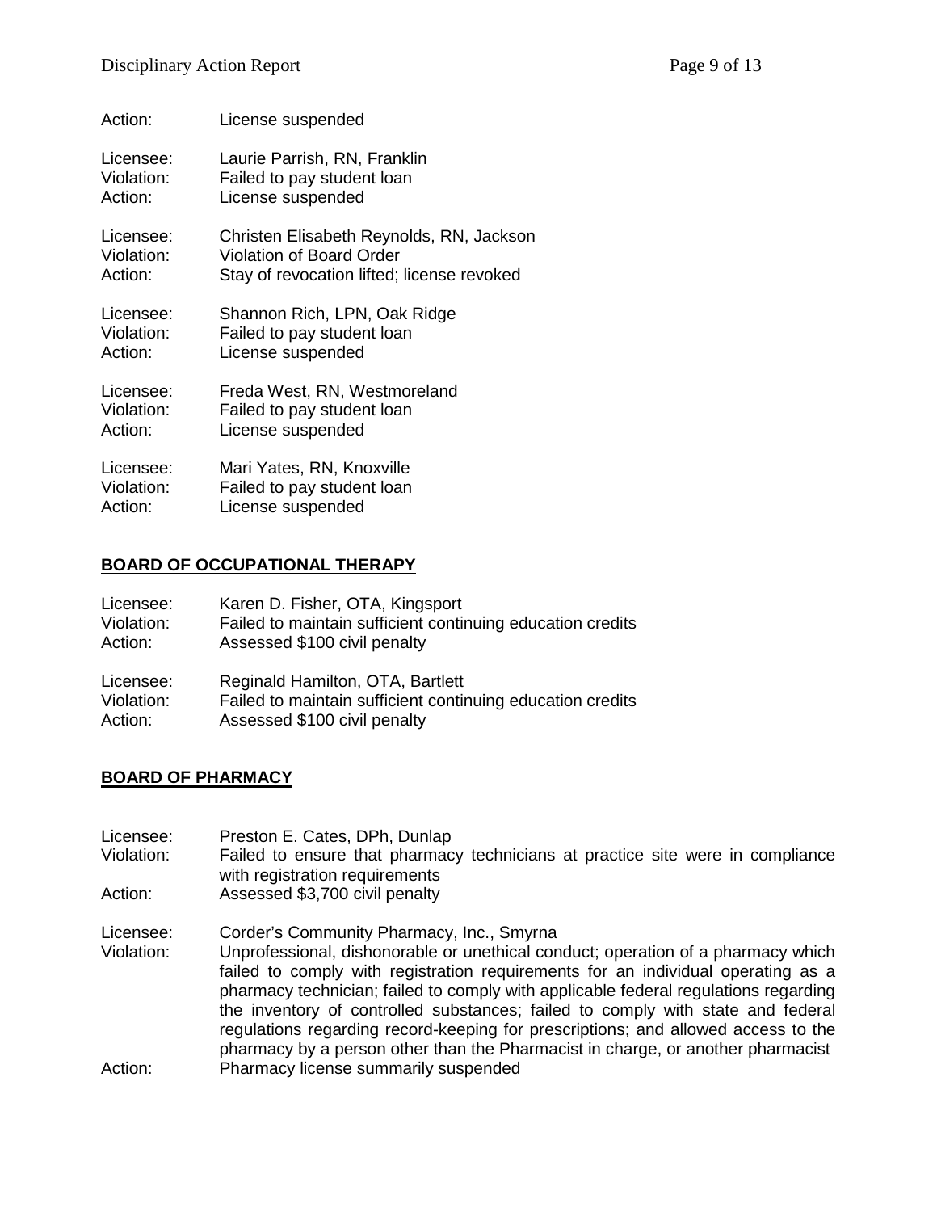Action: License suspended

Licensee: Laurie Parrish, RN, Franklin
Violation: Failed to pay student loan
Action: License suspended

Licensee: Christen Elisabeth Reynolds, RN, Jackson
Violation: Violation of Board Order
Action: Stay of revocation lifted; license revoked

Licensee: Shannon Rich, LPN, Oak Ridge
Violation: Failed to pay student loan
Action: License suspended

Licensee: Freda West, RN, Westmoreland
Violation: Failed to pay student loan
Action: License suspended

Licensee: Mari Yates, RN, Knoxville
Violation: Failed to pay student loan
Action: License suspended

## **BOARD OF OCCUPATIONAL THERAPY**

Licensee: Karen D. Fisher, OTA, Kingsport
Violation: Failed to maintain sufficient continuing education credits
Action: Assessed $100 civil penalty

Licensee: Reginald Hamilton, OTA, Bartlett
Violation: Failed to maintain sufficient continuing education credits
Action: Assessed $100 civil penalty

## **BOARD OF PHARMACY**

Licensee: Preston E. Cates, DPh, Dunlap
Violation: Failed to ensure that pharmacy technicians at practice site were in compliance with registration requirements
Action: Assessed $3,700 civil penalty

Licensee: Corder's Community Pharmacy, Inc., Smyrna
Violation: Unprofessional, dishonorable or unethical conduct; operation of a pharmacy which failed to comply with registration requirements for an individual operating as a pharmacy technician; failed to comply with applicable federal regulations regarding the inventory of controlled substances; failed to comply with state and federal regulations regarding record-keeping for prescriptions; and allowed access to the pharmacy by a person other than the Pharmacist in charge, or another pharmacist
Action: Pharmacy license summarily suspended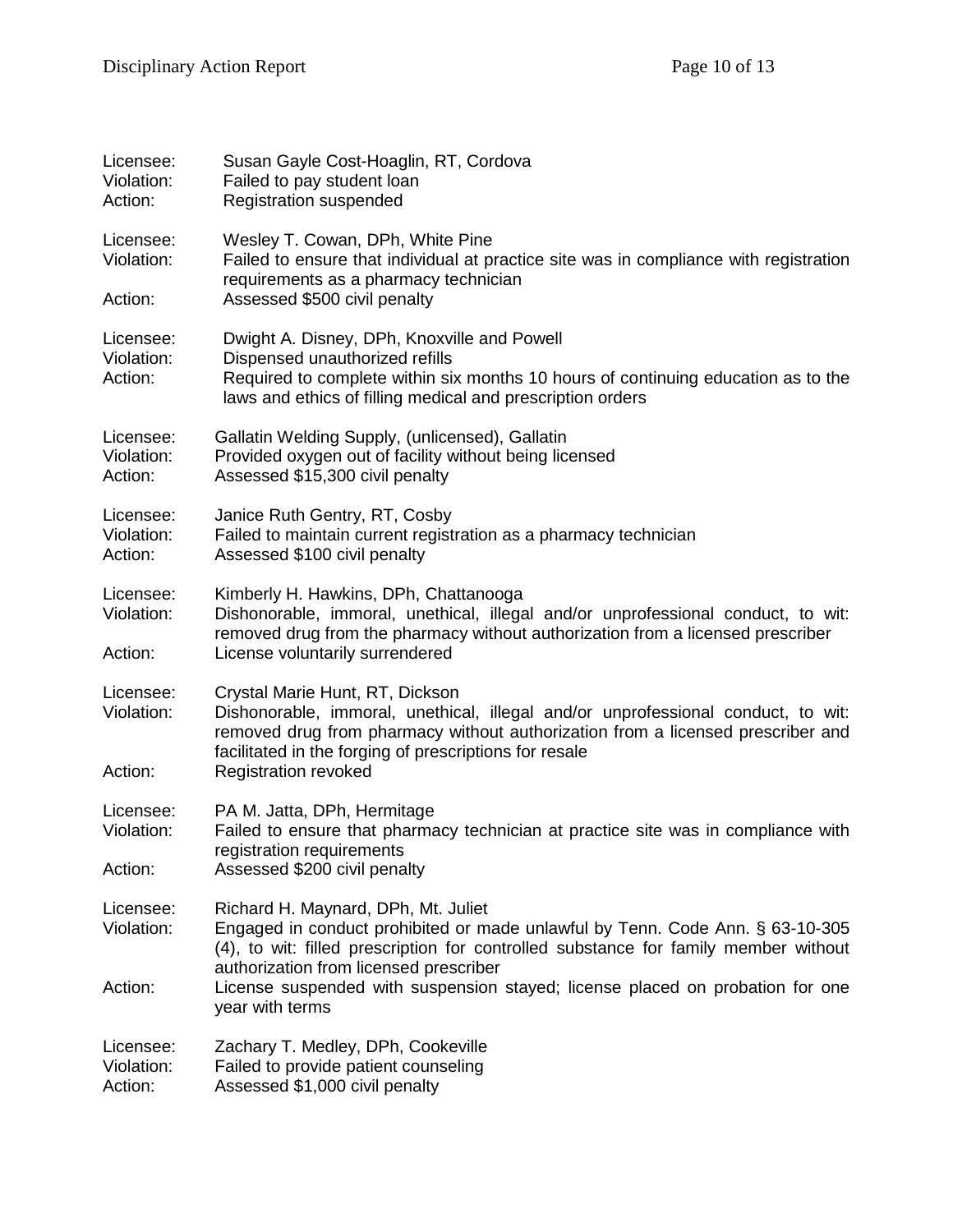Licensee: Susan Gayle Cost-Hoaglin, RT, Cordova
Violation: Failed to pay student loan
Action: Registration suspended

Licensee: Wesley T. Cowan, DPh, White Pine
Violation: Failed to ensure that individual at practice site was in compliance with registration requirements as a pharmacy technician
Action: Assessed $500 civil penalty

Licensee: Dwight A. Disney, DPh, Knoxville and Powell
Violation: Dispensed unauthorized refills
Action: Required to complete within six months 10 hours of continuing education as to the laws and ethics of filling medical and prescription orders

Licensee: Gallatin Welding Supply, (unlicensed), Gallatin
Violation: Provided oxygen out of facility without being licensed
Action: Assessed $15,300 civil penalty

Licensee: Janice Ruth Gentry, RT, Cosby
Violation: Failed to maintain current registration as a pharmacy technician
Action: Assessed $100 civil penalty

Licensee: Kimberly H. Hawkins, DPh, Chattanooga
Violation: Dishonorable, immoral, unethical, illegal and/or unprofessional conduct, to wit: removed drug from the pharmacy without authorization from a licensed prescriber
Action: License voluntarily surrendered

Licensee: Crystal Marie Hunt, RT, Dickson
Violation: Dishonorable, immoral, unethical, illegal and/or unprofessional conduct, to wit: removed drug from pharmacy without authorization from a licensed prescriber and facilitated in the forging of prescriptions for resale
Action: Registration revoked

Licensee: PA M. Jatta, DPh, Hermitage
Violation: Failed to ensure that pharmacy technician at practice site was in compliance with registration requirements
Action: Assessed $200 civil penalty

Licensee: Richard H. Maynard, DPh, Mt. Juliet
Violation: Engaged in conduct prohibited or made unlawful by Tenn. Code Ann. § 63-10-305 (4), to wit: filled prescription for controlled substance for family member without authorization from licensed prescriber
Action: License suspended with suspension stayed; license placed on probation for one year with terms

Licensee: Zachary T. Medley, DPh, Cookeville
Violation: Failed to provide patient counseling
Action: Assessed $1,000 civil penalty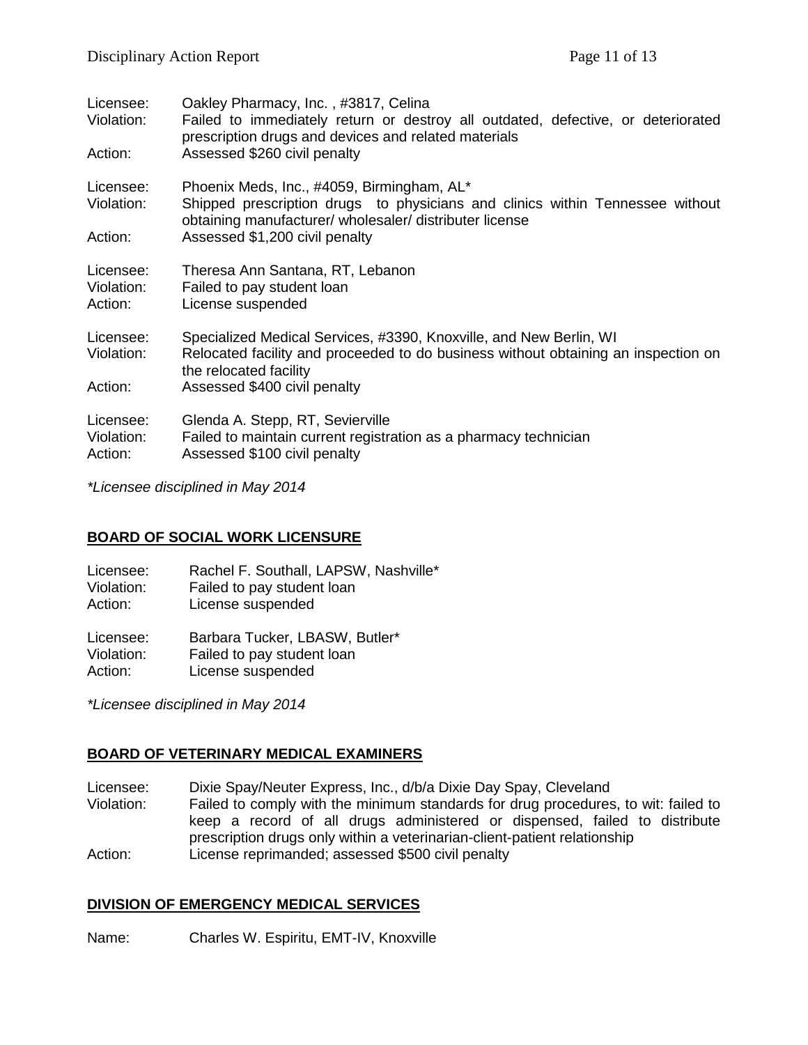Licensee: Oakley Pharmacy, Inc. , #3817, Celina
Violation: Failed to immediately return or destroy all outdated, defective, or deteriorated prescription drugs and devices and related materials
Action: Assessed $260 civil penalty

Licensee: Phoenix Meds, Inc., #4059, Birmingham, AL*
Violation: Shipped prescription drugs to physicians and clinics within Tennessee without obtaining manufacturer/ wholesaler/ distributer license
Action: Assessed $1,200 civil penalty

Licensee: Theresa Ann Santana, RT, Lebanon
Violation: Failed to pay student loan
Action: License suspended

Licensee: Specialized Medical Services, #3390, Knoxville, and New Berlin, WI
Violation: Relocated facility and proceeded to do business without obtaining an inspection on the relocated facility
Action: Assessed $400 civil penalty

Licensee: Glenda A. Stepp, RT, Sevierville
Violation: Failed to maintain current registration as a pharmacy technician
Action: Assessed $100 civil penalty

*\*Licensee disciplined in May 2014*

## BOARD OF SOCIAL WORK LICENSURE

Licensee: Rachel F. Southall, LAPSW, Nashville*
Violation: Failed to pay student loan
Action: License suspended

Licensee: Barbara Tucker, LBASW, Butler*
Violation: Failed to pay student loan
Action: License suspended

*\*Licensee disciplined in May 2014*

## BOARD OF VETERINARY MEDICAL EXAMINERS

Licensee: Dixie Spay/Neuter Express, Inc., d/b/a Dixie Day Spay, Cleveland
Violation: Failed to comply with the minimum standards for drug procedures, to wit: failed to keep a record of all drugs administered or dispensed, failed to distribute prescription drugs only within a veterinarian-client-patient relationship
Action: License reprimanded; assessed $500 civil penalty

## DIVISION OF EMERGENCY MEDICAL SERVICES

Name: Charles W. Espiritu, EMT-IV, Knoxville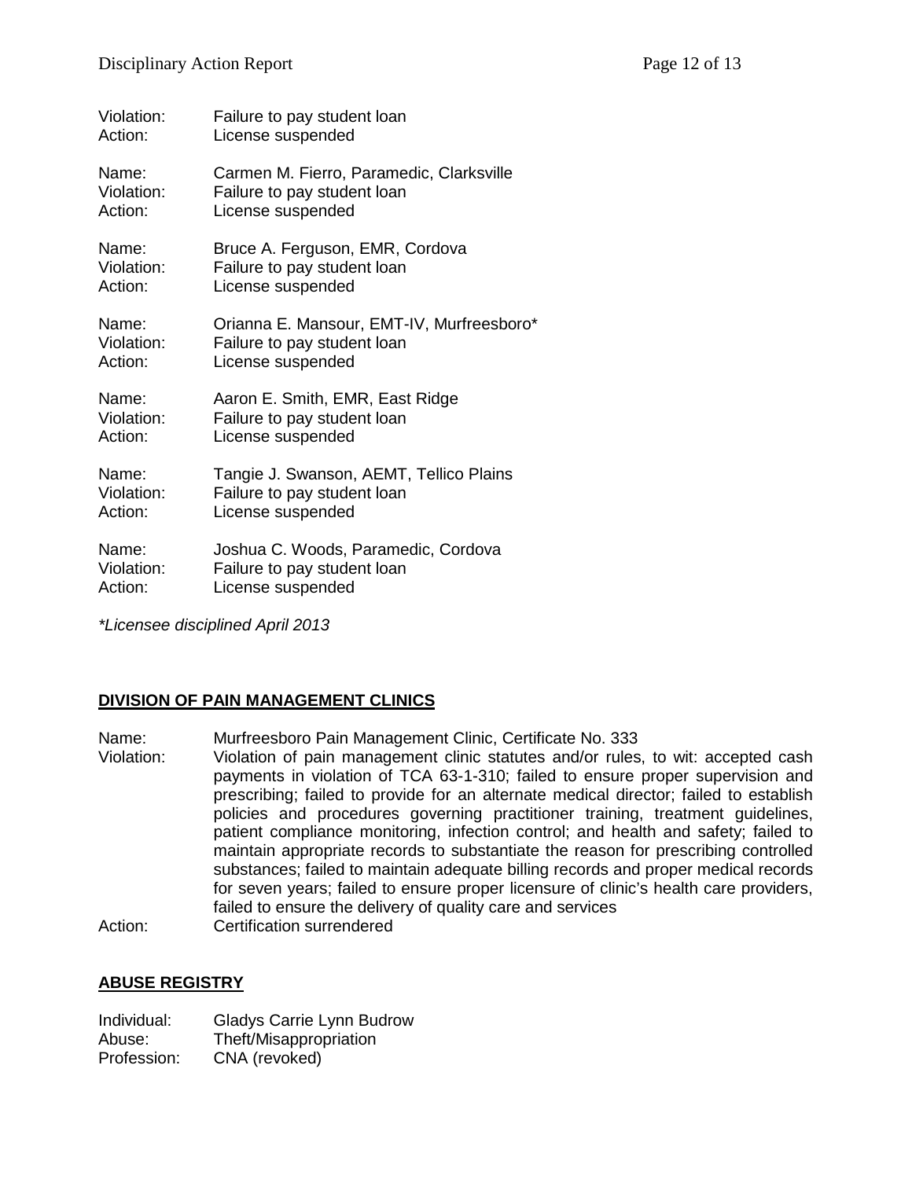Violation: Failure to pay student loan
Action: License suspended

Name: Carmen M. Fierro, Paramedic, Clarksville
Violation: Failure to pay student loan
Action: License suspended

Name: Bruce A. Ferguson, EMR, Cordova
Violation: Failure to pay student loan
Action: License suspended

Name: Orianna E. Mansour, EMT-IV, Murfreesboro*
Violation: Failure to pay student loan
Action: License suspended

Name: Aaron E. Smith, EMR, East Ridge
Violation: Failure to pay student loan
Action: License suspended

Name: Tangie J. Swanson, AEMT, Tellico Plains
Violation: Failure to pay student loan
Action: License suspended

Name: Joshua C. Woods, Paramedic, Cordova
Violation: Failure to pay student loan
Action: License suspended

*\*Licensee disciplined April 2013*

## DIVISION OF PAIN MANAGEMENT CLINICS

Name: Murfreesboro Pain Management Clinic, Certificate No. 333
Violation: Violation of pain management clinic statutes and/or rules, to wit: accepted cash payments in violation of TCA 63-1-310; failed to ensure proper supervision and prescribing; failed to provide for an alternate medical director; failed to establish policies and procedures governing practitioner training, treatment guidelines, patient compliance monitoring, infection control; and health and safety; failed to maintain appropriate records to substantiate the reason for prescribing controlled substances; failed to maintain adequate billing records and proper medical records for seven years; failed to ensure proper licensure of clinic's health care providers, failed to ensure the delivery of quality care and services
Action: Certification surrendered

## ABUSE REGISTRY

Individual: Gladys Carrie Lynn Budrow
Abuse: Theft/Misappropriation
Profession: CNA (revoked)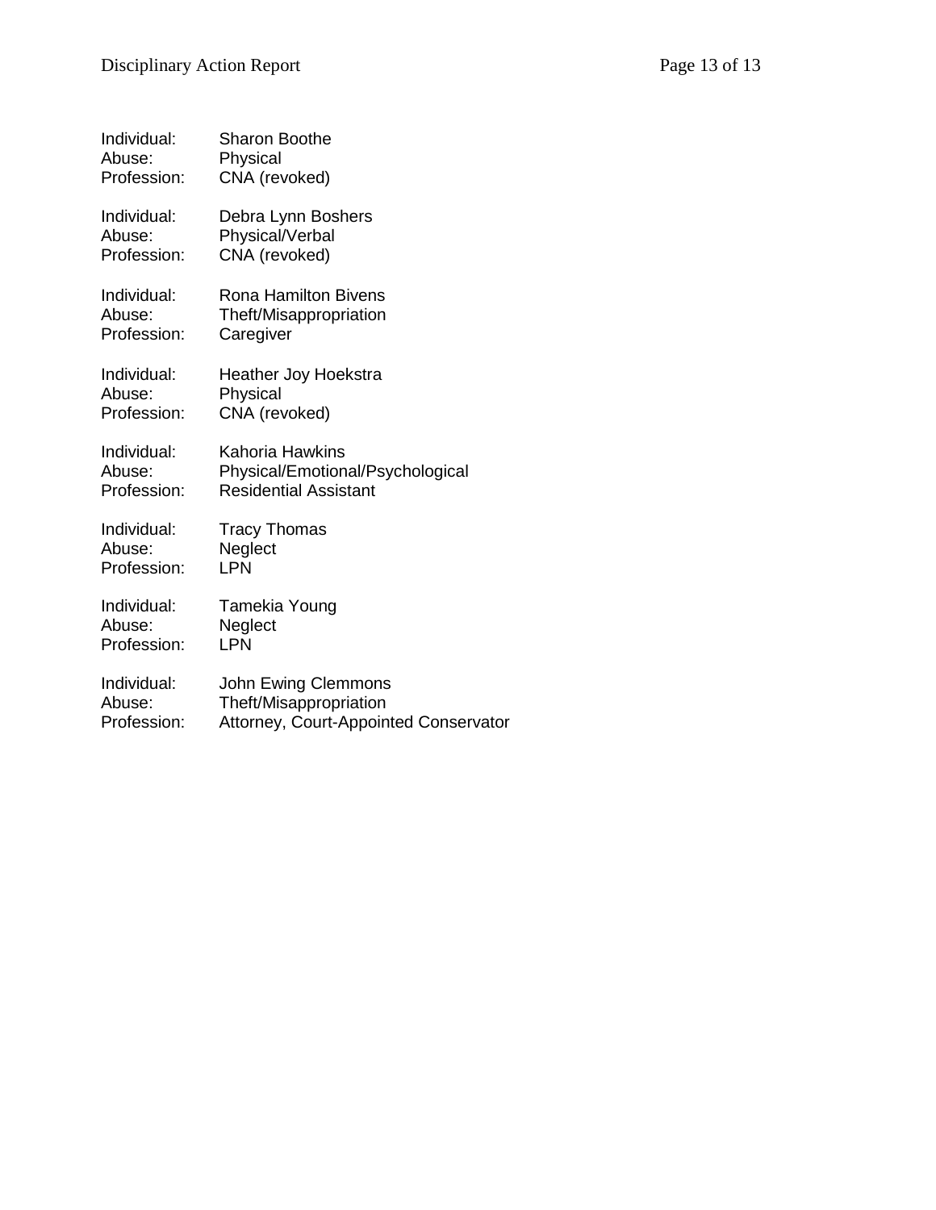Individual: Sharon Boothe
Abuse: Physical
Profession: CNA (revoked)

Individual: Debra Lynn Boshers
Abuse: Physical/Verbal
Profession: CNA (revoked)

Individual: Rona Hamilton Bivens
Abuse: Theft/Misappropriation
Profession: Caregiver

Individual: Heather Joy Hoekstra
Abuse: Physical
Profession: CNA (revoked)

Individual: Kahoria Hawkins
Abuse: Physical/Emotional/Psychological
Profession: Residential Assistant

Individual: Tracy Thomas
Abuse: Neglect
Profession: LPN

Individual: Tamekia Young
Abuse: Neglect
Profession: LPN

Individual: John Ewing Clemmons
Abuse: Theft/Misappropriation
Profession: Attorney, Court-Appointed Conservator